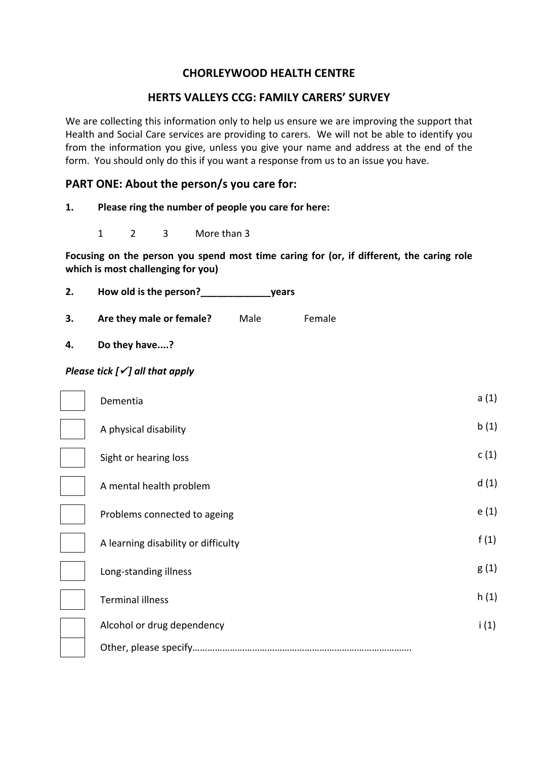# CHORLEYWOOD HEALTH CENTRE

## HERTS VALLEYS CCG: FAMILY CARERS' SURVEY

We are collecting this information only to help us ensure we are improving the support that Health and Social Care services are providing to carers. We will not be able to identify you from the information you give, unless you give your name and address at the end of the form. You should only do this if you want a response from us to an issue you have.

## PART ONE: About the person/s you care for:

**1. Please ring the number of people you care for here:**

1 2 3 More than 3

**Focusing on the person you spend most time caring for (or, if different, the caring role which is most challenging for you)**

**2. How old is the person?_____________years**

**3. Are they male or female?** Male Female

**4. Do they have....?**

***Please tick [✓] all that apply***

| | | |
|---|---|---|
| ☐ | Dementia | a (1) |
| ☐ | A physical disability | b (1) |
| ☐ | Sight or hearing loss | c (1) |
| ☐ | A mental health problem | d (1) |
| ☐ | Problems connected to ageing | e (1) |
| ☐ | A learning disability or difficulty | f (1) |
| ☐ | Long-standing illness | g (1) |
| ☐ | Terminal illness | h (1) |
| ☐ | Alcohol or drug dependency | i (1) |
| ☐ | Other, please specify……………………………………………………………………………. | |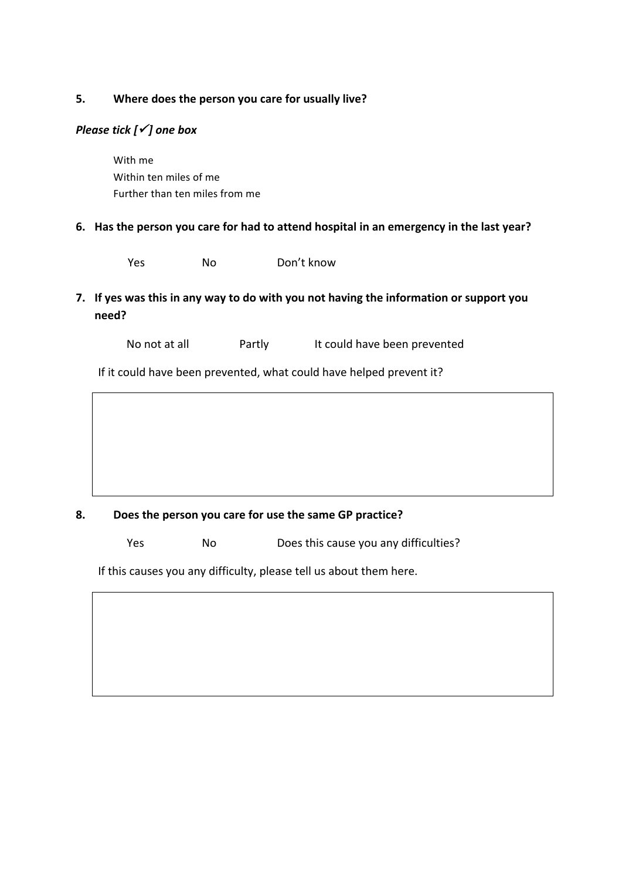**5. Where does the person you care for usually live?**

***Please tick [✓] one box***

With me
Within ten miles of me
Further than ten miles from me

**6. Has the person you care for had to attend hospital in an emergency in the last year?**

Yes No Don't know

**7. If yes was this in any way to do with you not having the information or support you need?**

No not at all Partly It could have been prevented

If it could have been prevented, what could have helped prevent it?

**8. Does the person you care for use the same GP practice?**

Yes No Does this cause you any difficulties?

If this causes you any difficulty, please tell us about them here.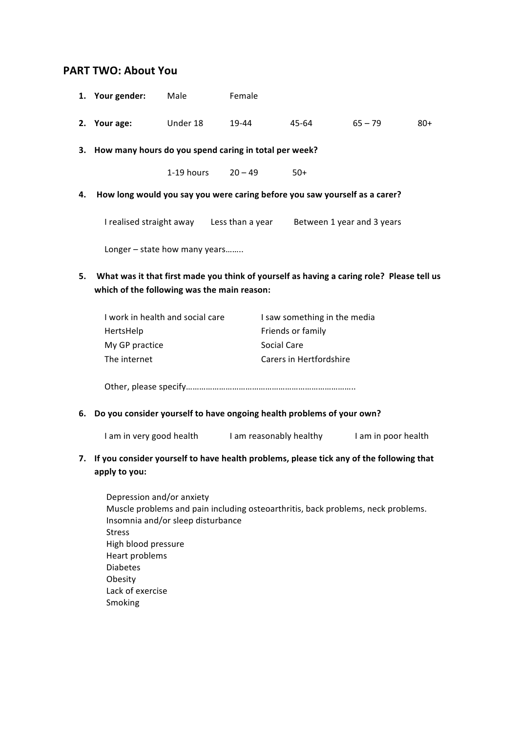## PART TWO: About You

1. **Your gender:** Male Female

2. **Your age:** Under 18 19-44 45-64 65 – 79 80+

3. **How many hours do you spend caring in total per week?**

   1-19 hours 20 – 49 50+

4. **How long would you say you were caring before you saw yourself as a carer?**

   I realised straight away Less than a year Between 1 year and 3 years

   Longer – state how many years……..

5. **What was it that first made you think of yourself as having a caring role? Please tell us which of the following was the main reason:**

   I work in health and social care
   I saw something in the media
   HertsHelp
   Friends or family
   My GP practice
   Social Care
   The internet
   Carers in Hertfordshire

   Other, please specify…………………………………………………………………..

6. **Do you consider yourself to have ongoing health problems of your own?**

   I am in very good health I am reasonably healthy I am in poor health

7. **If you consider yourself to have health problems, please tick any of the following that apply to you:**

   Depression and/or anxiety
   Muscle problems and pain including osteoarthritis, back problems, neck problems.
   Insomnia and/or sleep disturbance
   Stress
   High blood pressure
   Heart problems
   Diabetes
   Obesity
   Lack of exercise
   Smoking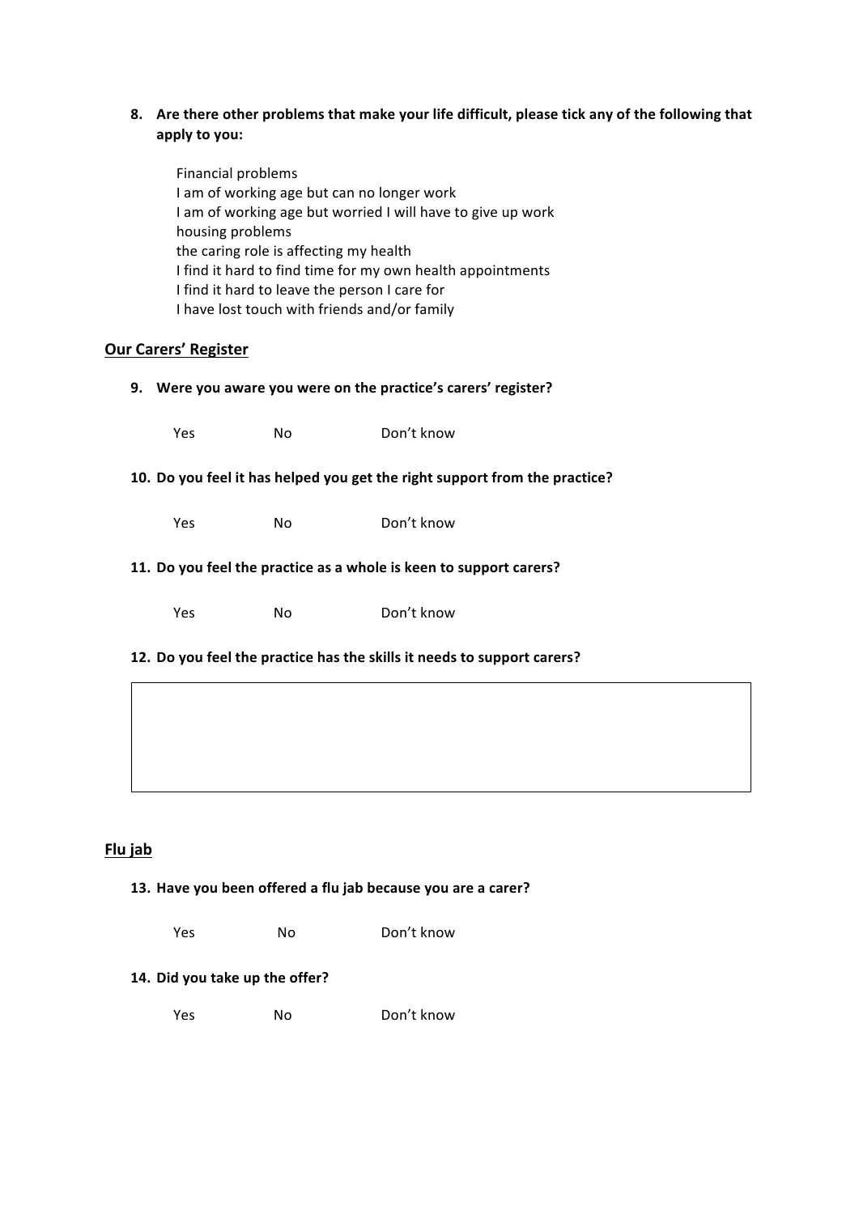**8. Are there other problems that make your life difficult, please tick any of the following that apply to you:**

Financial problems
I am of working age but can no longer work
I am of working age but worried I will have to give up work
housing problems
the caring role is affecting my health
I find it hard to find time for my own health appointments
I find it hard to leave the person I care for
I have lost touch with friends and/or family

## Our Carers' Register

**9. Were you aware you were on the practice's carers' register?**

Yes No Don't know

**10. Do you feel it has helped you get the right support from the practice?**

Yes No Don't know

**11. Do you feel the practice as a whole is keen to support carers?**

Yes No Don't know

**12. Do you feel the practice has the skills it needs to support carers?**

## Flu jab

**13. Have you been offered a flu jab because you are a carer?**

Yes No Don't know

**14. Did you take up the offer?**

Yes No Don't know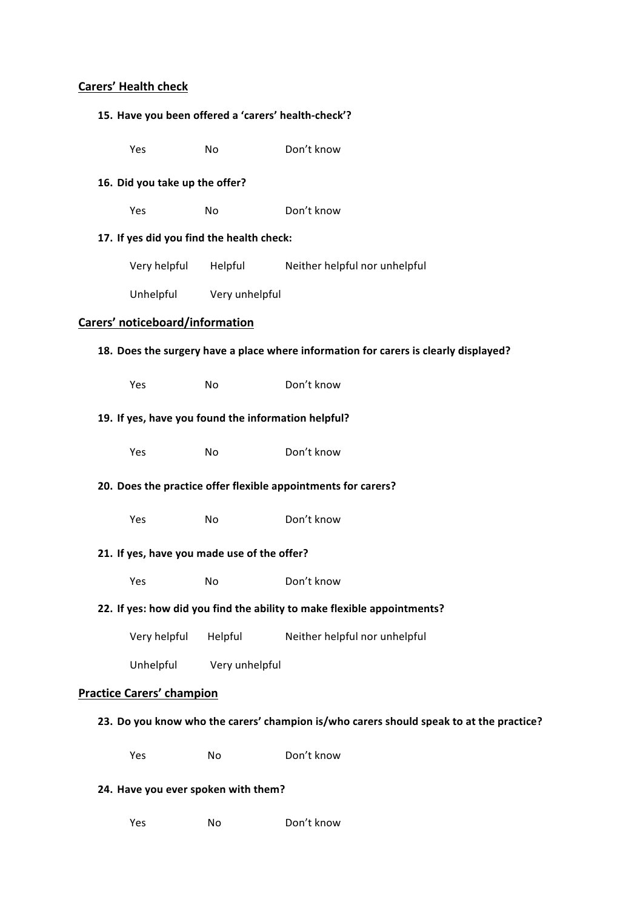## Carers' Health check

**15. Have you been offered a 'carers' health-check'?**

Yes No Don't know

**16. Did you take up the offer?**

Yes No Don't know

**17. If yes did you find the health check:**

Very helpful Helpful Neither helpful nor unhelpful

Unhelpful Very unhelpful

## Carers' noticeboard/information

**18. Does the surgery have a place where information for carers is clearly displayed?**

Yes No Don't know

**19. If yes, have you found the information helpful?**

Yes No Don't know

**20. Does the practice offer flexible appointments for carers?**

Yes No Don't know

**21. If yes, have you made use of the offer?**

Yes No Don't know

**22. If yes: how did you find the ability to make flexible appointments?**

Very helpful Helpful Neither helpful nor unhelpful

Unhelpful Very unhelpful

## Practice Carers' champion

**23. Do you know who the carers' champion is/who carers should speak to at the practice?**

Yes No Don't know

**24. Have you ever spoken with them?**

Yes No Don't know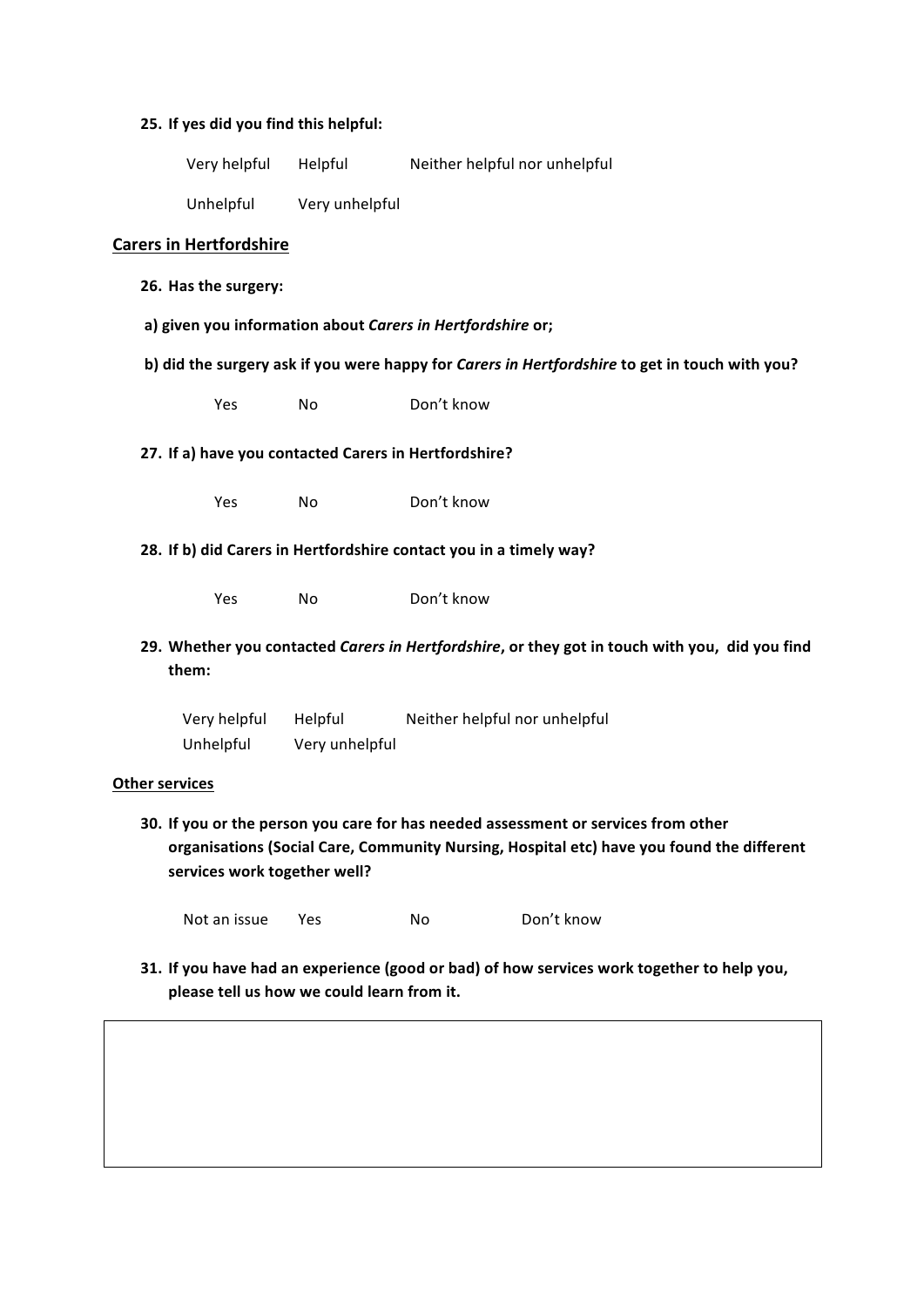**25. If yes did you find this helpful:**

Very helpful    Helpful    Neither helpful nor unhelpful

Unhelpful    Very unhelpful

## Carers in Hertfordshire

**26. Has the surgery:**

**a) given you information about *Carers in Hertfordshire* or;**

**b) did the surgery ask if you were happy for *Carers in Hertfordshire* to get in touch with you?**

Yes    No    Don't know

**27. If a) have you contacted Carers in Hertfordshire?**

Yes    No    Don't know

**28. If b) did Carers in Hertfordshire contact you in a timely way?**

Yes    No    Don't know

**29. Whether you contacted *Carers in Hertfordshire*, or they got in touch with you, did you find them:**

Very helpful    Helpful    Neither helpful nor unhelpful

Unhelpful    Very unhelpful

### Other services

**30. If you or the person you care for has needed assessment or services from other organisations (Social Care, Community Nursing, Hospital etc) have you found the different services work together well?**

Not an issue    Yes    No    Don't know

**31. If you have had an experience (good or bad) of how services work together to help you, please tell us how we could learn from it.**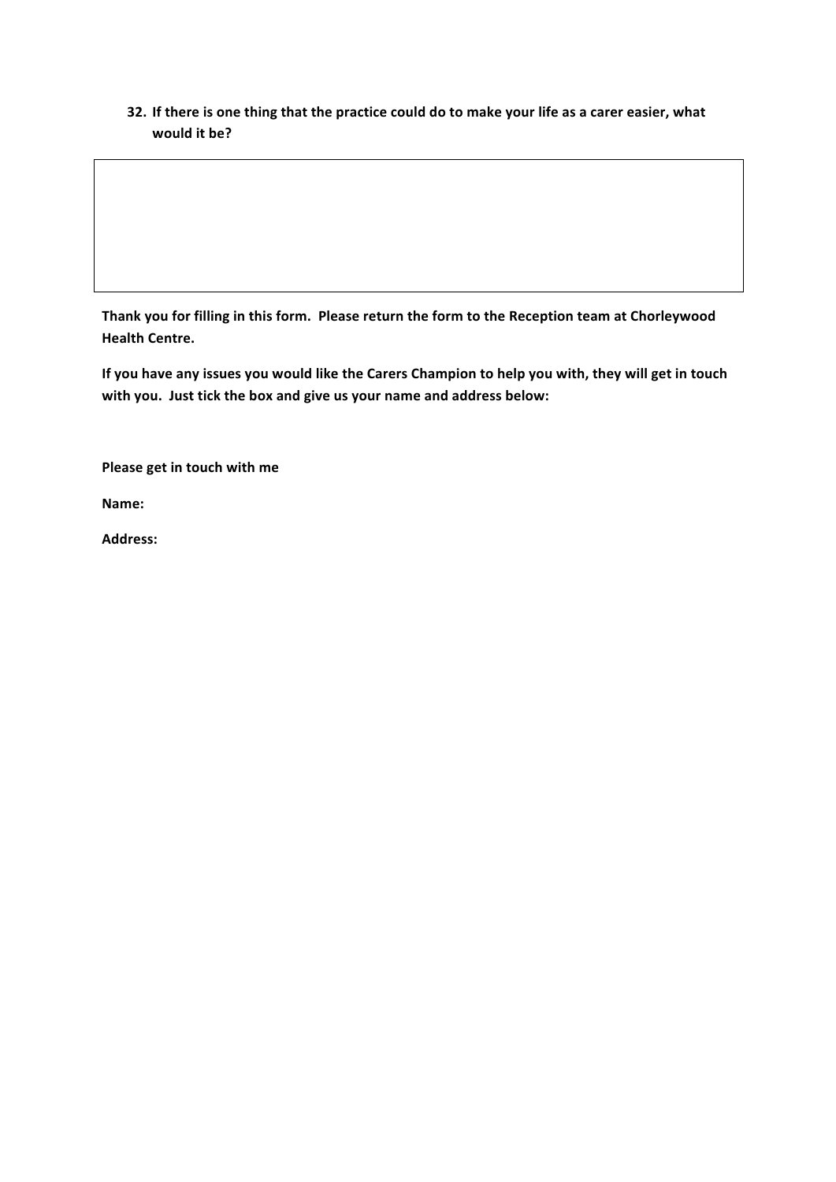**32. If there is one thing that the practice could do to make your life as a carer easier, what would it be?**

**Thank you for filling in this form. Please return the form to the Reception team at Chorleywood Health Centre.**

**If you have any issues you would like the Carers Champion to help you with, they will get in touch with you. Just tick the box and give us your name and address below:**

**Please get in touch with me**

**Name:**

**Address:**